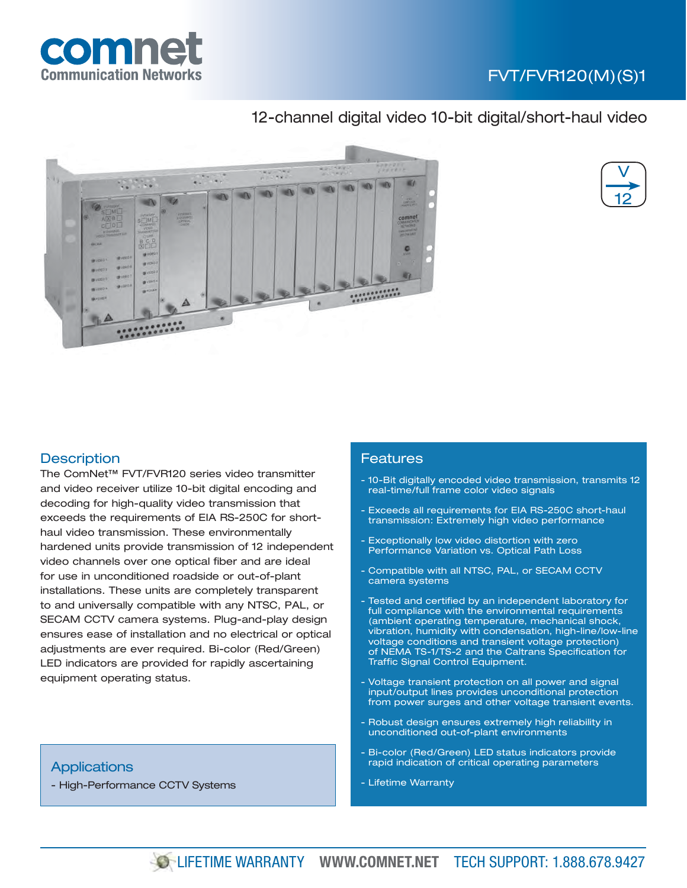# FVT/FVR120(M)(S)1

## 12-channel digital video 10-bit digital/short-haul video

V → 12

## Description

The ComNet™ FVT/FVR120 series video transmitter and video receiver utilize 10-bit digital encoding and decoding for high-quality video transmission that exceeds the requirements of EIA RS-250C for short-haul video transmission. These environmentally hardened units provide transmission of 12 independent video channels over one optical fiber and are ideal for use in unconditioned roadside or out-of-plant installations. These units are completely transparent to and universally compatible with any NTSC, PAL, or SECAM CCTV camera systems. Plug-and-play design ensures ease of installation and no electrical or optical adjustments are ever required. Bi-color (Red/Green) LED indicators are provided for rapidly ascertaining equipment operating status.

## Applications

- High-Performance CCTV Systems

## Features

- 10-Bit digitally encoded video transmission, transmits 12 real-time/full frame color video signals
- Exceeds all requirements for EIA RS-250C short-haul transmission: Extremely high video performance
- Exceptionally low video distortion with zero Performance Variation vs. Optical Path Loss
- Compatible with all NTSC, PAL, or SECAM CCTV camera systems
- Tested and certified by an independent laboratory for full compliance with the environmental requirements (ambient operating temperature, mechanical shock, vibration, humidity with condensation, high-line/low-line voltage conditions and transient voltage protection) of NEMA TS-1/TS-2 and the Caltrans Specification for Traffic Signal Control Equipment.
- Voltage transient protection on all power and signal input/output lines provides unconditional protection from power surges and other voltage transient events.
- Robust design ensures extremely high reliability in unconditioned out-of-plant environments
- Bi-color (Red/Green) LED status indicators provide rapid indication of critical operating parameters
- Lifetime Warranty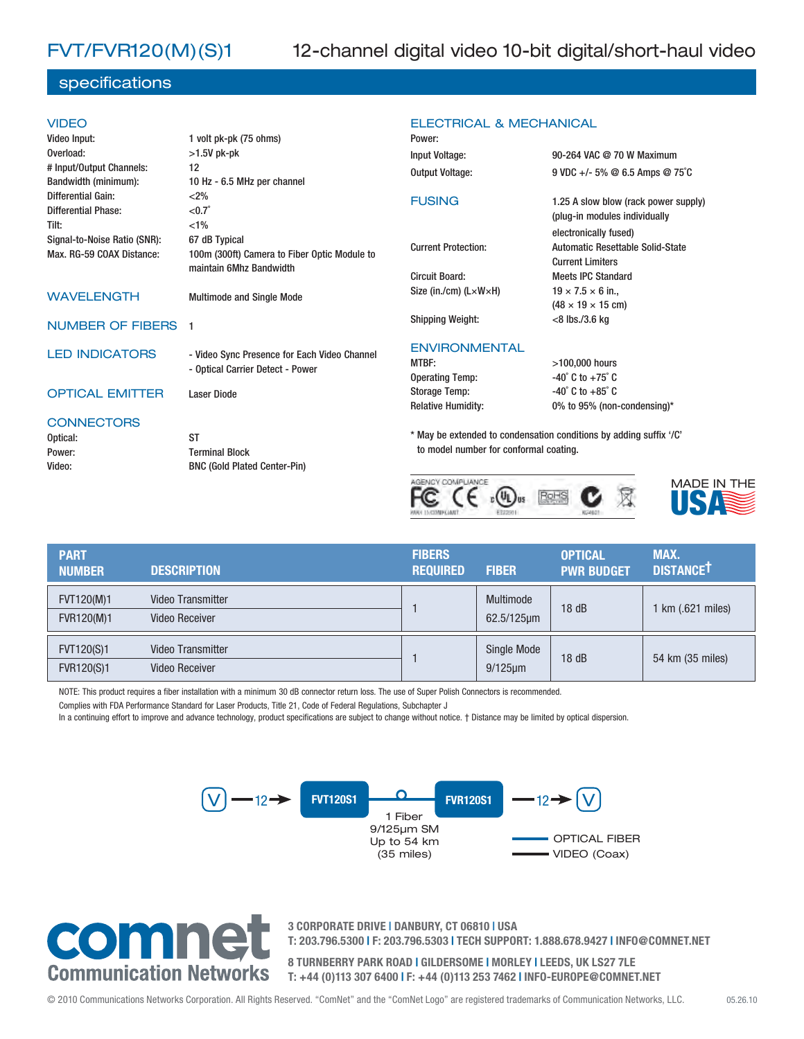# FVT/FVR120(M)(S)1 — 12-channel digital video 10-bit digital/short-haul video

## specifications

### VIDEO

| | |
|---|---|
| Video Input: | 1 volt pk-pk (75 ohms) |
| Overload: | >1.5V pk-pk |
| # Input/Output Channels: | 12 |
| Bandwidth (minimum): | 10 Hz - 6.5 MHz per channel |
| Differential Gain: | <2% |
| Differential Phase: | <0.7˚ |
| Tilt: | <1% |
| Signal-to-Noise Ratio (SNR): | 67 dB Typical |
| Max. RG-59 COAX Distance: | 100m (300ft) Camera to Fiber Optic Module to maintain 6Mhz Bandwidth |

### WAVELENGTH

Multimode and Single Mode

### NUMBER OF FIBERS

1

### LED INDICATORS

- Video Sync Presence for Each Video Channel
- Optical Carrier Detect - Power

### OPTICAL EMITTER

Laser Diode

### CONNECTORS

| | |
|---|---|
| Optical: | ST |
| Power: | Terminal Block |
| Video: | BNC (Gold Plated Center-Pin) |

### ELECTRICAL & MECHANICAL

Power:

| | |
|---|---|
| Input Voltage: | 90-264 VAC @ 70 W Maximum |
| Output Voltage: | 9 VDC +/- 5% @ 6.5 Amps @ 75˚C |

### FUSING

1.25 A slow blow (rack power supply) (plug-in modules individually electronically fused)

| | |
|---|---|
| Current Protection: | Automatic Resettable Solid-State Current Limiters |
| Circuit Board: | Meets IPC Standard |
| Size (in./cm) (L×W×H) | 19 × 7.5 × 6 in., (48 × 19 × 15 cm) |
| Shipping Weight: | <8 lbs./3.6 kg |

### ENVIRONMENTAL

| | |
|---|---|
| MTBF: | >100,000 hours |
| Operating Temp: | -40˚ C to +75˚ C |
| Storage Temp: | -40˚ C to +85˚ C |
| Relative Humidity: | 0% to 95% (non-condensing)* |

\* May be extended to condensation conditions by adding suffix '/C' to model number for conformal coating.

AGENCY COMPLIANCE

MADE IN THE USA

| PART NUMBER | DESCRIPTION | FIBERS REQUIRED | FIBER | OPTICAL PWR BUDGET | MAX. DISTANCE† |
|---|---|---|---|---|---|
| FVT120(M)1 | Video Transmitter | 1 | Multimode 62.5/125µm | 18 dB | 1 km (.621 miles) |
| FVR120(M)1 | Video Receiver | | | | |
| FVT120(S)1 | Video Transmitter | 1 | Single Mode 9/125µm | 18 dB | 54 km (35 miles) |
| FVR120(S)1 | Video Receiver | | | | |

NOTE: This product requires a fiber installation with a minimum 30 dB connector return loss. The use of Super Polish Connectors is recommended.

Complies with FDA Performance Standard for Laser Products, Title 21, Code of Federal Regulations, Subchapter J

In a continuing effort to improve and advance technology, product specifications are subject to change without notice. † Distance may be limited by optical dispersion.

V
12
FVT120S1
FVR120S1
12
V
1 Fiber
9/125µm SM
Up to 54 km
(35 miles)
OPTICAL FIBER
VIDEO (Coax)

comnet Communication Networks

3 CORPORATE DRIVE | DANBURY, CT 06810 | USA
T: 203.796.5300 | F: 203.796.5303 | TECH SUPPORT: 1.888.678.9427 | INFO@COMNET.NET

8 TURNBERRY PARK ROAD | GILDERSOME | MORLEY | LEEDS, UK LS27 7LE
T: +44 (0)113 307 6400 | F: +44 (0)113 253 7462 | INFO-EUROPE@COMNET.NET

© 2010 Communications Networks Corporation. All Rights Reserved. "ComNet" and the "ComNet Logo" are registered trademarks of Communication Networks, LLC. 05.26.10